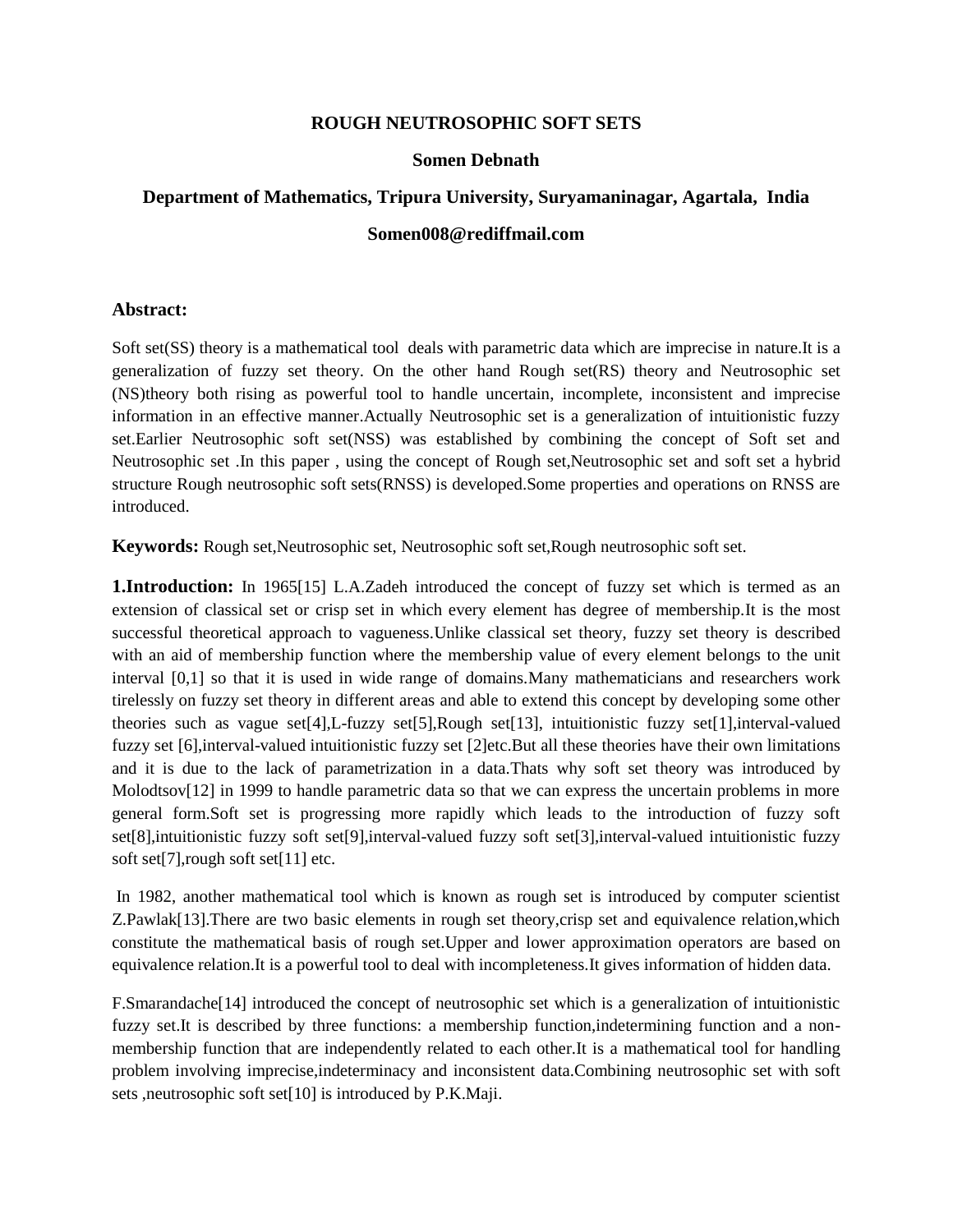# ROUGH NEUTROSOPHIC SOFT SETS

**Somen Debnath**

**Department of Mathematics, Tripura University, Suryamaninagar, Agartala, India**

**Somen008@rediffmail.com**

## Abstract:

Soft set(SS) theory is a mathematical tool deals with parametric data which are imprecise in nature.It is a generalization of fuzzy set theory. On the other hand Rough set(RS) theory and Neutrosophic set (NS)theory both rising as powerful tool to handle uncertain, incomplete, inconsistent and imprecise information in an effective manner.Actually Neutrosophic set is a generalization of intuitionistic fuzzy set.Earlier Neutrosophic soft set(NSS) was established by combining the concept of Soft set and Neutrosophic set .In this paper , using the concept of Rough set,Neutrosophic set and soft set a hybrid structure Rough neutrosophic soft sets(RNSS) is developed.Some properties and operations on RNSS are introduced.

**Keywords:** Rough set,Neutrosophic set, Neutrosophic soft set,Rough neutrosophic soft set.

**1.Introduction:** In 1965[15] L.A.Zadeh introduced the concept of fuzzy set which is termed as an extension of classical set or crisp set in which every element has degree of membership.It is the most successful theoretical approach to vagueness.Unlike classical set theory, fuzzy set theory is described with an aid of membership function where the membership value of every element belongs to the unit interval [0,1] so that it is used in wide range of domains.Many mathematicians and researchers work tirelessly on fuzzy set theory in different areas and able to extend this concept by developing some other theories such as vague set[4],L-fuzzy set[5],Rough set[13], intuitionistic fuzzy set[1],interval-valued fuzzy set [6],interval-valued intuitionistic fuzzy set [2]etc.But all these theories have their own limitations and it is due to the lack of parametrization in a data.Thats why soft set theory was introduced by Molodtsov[12] in 1999 to handle parametric data so that we can express the uncertain problems in more general form.Soft set is progressing more rapidly which leads to the introduction of fuzzy soft set[8],intuitionistic fuzzy soft set[9],interval-valued fuzzy soft set[3],interval-valued intuitionistic fuzzy soft set[7],rough soft set[11] etc.

In 1982, another mathematical tool which is known as rough set is introduced by computer scientist Z.Pawlak[13].There are two basic elements in rough set theory,crisp set and equivalence relation,which constitute the mathematical basis of rough set.Upper and lower approximation operators are based on equivalence relation.It is a powerful tool to deal with incompleteness.It gives information of hidden data.

F.Smarandache[14] introduced the concept of neutrosophic set which is a generalization of intuitionistic fuzzy set.It is described by three functions: a membership function,indetermining function and a non-membership function that are independently related to each other.It is a mathematical tool for handling problem involving imprecise,indeterminacy and inconsistent data.Combining neutrosophic set with soft sets ,neutrosophic soft set[10] is introduced by P.K.Maji.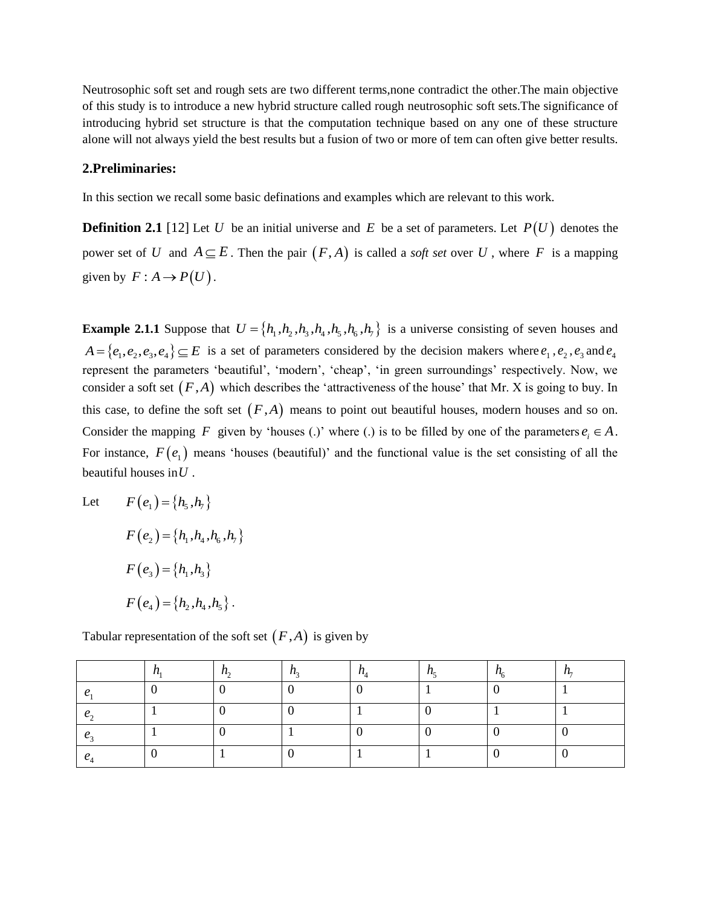Neutrosophic soft set and rough sets are two different terms,none contradict the other.The main objective of this study is to introduce a new hybrid structure called rough neutrosophic soft sets.The significance of introducing hybrid set structure is that the computation technique based on any one of these structure alone will not always yield the best results but a fusion of two or more of tem can often give better results.

## 2.Preliminaries:

In this section we recall some basic definations and examples which are relevant to this work.

**Definition 2.1** [12] Let $U$ be an initial universe and $E$ be a set of parameters. Let $P(U)$ denotes the power set of $U$ and $A \subseteq E$. Then the pair $(F, A)$ is called a *soft set* over $U$, where $F$ is a mapping given by $F : A \to P(U)$.

**Example 2.1.1** Suppose that $U = \{h_1, h_2, h_3, h_4, h_5, h_6, h_7\}$ is a universe consisting of seven houses and $A = \{e_1, e_2, e_3, e_4\} \subseteq E$ is a set of parameters considered by the decision makers where $e_1$, $e_2$, $e_3$ and $e_4$ represent the parameters 'beautiful', 'modern', 'cheap', 'in green surroundings' respectively. Now, we consider a soft set $(F, A)$ which describes the 'attractiveness of the house' that Mr. X is going to buy. In this case, to define the soft set $(F, A)$ means to point out beautiful houses, modern houses and so on. Consider the mapping $F$ given by 'houses (.)' where (.) is to be filled by one of the parameters $e_i \in A$. For instance, $F(e_1)$ means 'houses (beautiful)' and the functional value is the set consisting of all the beautiful houses in $U$.

Let $F(e_1) = \{h_5, h_7\}$

$F(e_2) = \{h_1, h_4, h_6, h_7\}$

$F(e_3) = \{h_1, h_3\}$

$F(e_4) = \{h_2, h_4, h_5\}$.

Tabular representation of the soft set $(F, A)$ is given by

| | $h_1$ | $h_2$ | $h_3$ | $h_4$ | $h_5$ | $h_6$ | $h_7$ |
|---|---|---|---|---|---|---|---|
| $e_1$ | 0 | 0 | 0 | 0 | 1 | 0 | 1 |
| $e_2$ | 1 | 0 | 0 | 1 | 0 | 1 | 1 |
| $e_3$ | 1 | 0 | 1 | 0 | 0 | 0 | 0 |
| $e_4$ | 0 | 1 | 0 | 1 | 1 | 0 | 0 |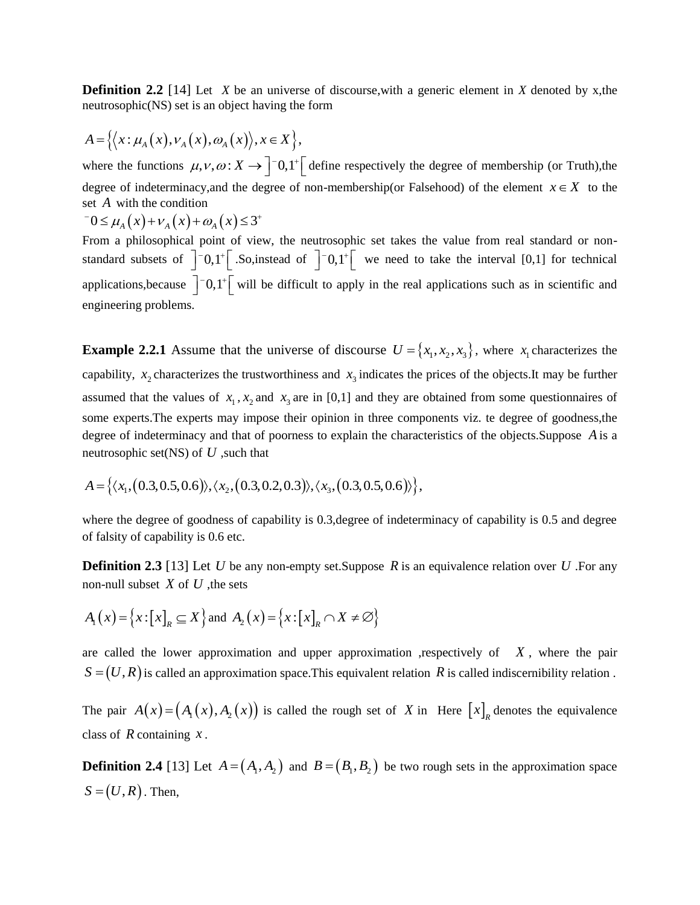**Definition 2.2** [14] Let $X$ be an universe of discourse,with a generic element in $X$ denoted by x,the neutrosophic(NS) set is an object having the form

$$A = \left\{ \left\langle x : \mu_A(x), \nu_A(x), \omega_A(x) \right\rangle, x \in X \right\},$$

where the functions $\mu, \nu, \omega : X \to \left]^{-}0, 1^{+}\right[$ define respectively the degree of membership (or Truth),the degree of indeterminacy,and the degree of non-membership(or Falsehood) of the element $x \in X$ to the set $A$ with the condition

$^{-}0 \le \mu_A(x) + \nu_A(x) + \omega_A(x) \le 3^{+}$

From a philosophical point of view, the neutrosophic set takes the value from real standard or non-standard subsets of $\left]^{-}0, 1^{+}\right[$ .So,instead of $\left]^{-}0, 1^{+}\right[$ we need to take the interval [0,1] for technical applications,because $\left]^{-}0, 1^{+}\right[$ will be difficult to apply in the real applications such as in scientific and engineering problems.

**Example 2.2.1** Assume that the universe of discourse $U = \{x_1, x_2, x_3\}$, where $x_1$ characterizes the capability, $x_2$ characterizes the trustworthiness and $x_3$ indicates the prices of the objects.It may be further assumed that the values of $x_1$, $x_2$ and $x_3$ are in [0,1] and they are obtained from some questionnaires of some experts.The experts may impose their opinion in three components viz. te degree of goodness,the degree of indeterminacy and that of poorness to explain the characteristics of the objects.Suppose $A$ is a neutrosophic set(NS) of $U$ ,such that

$$A = \left\{ \langle x_1, (0.3, 0.5, 0.6) \rangle, \langle x_2, (0.3, 0.2, 0.3) \rangle, \langle x_3, (0.3, 0.5, 0.6) \rangle \right\},$$

where the degree of goodness of capability is 0.3,degree of indeterminacy of capability is 0.5 and degree of falsity of capability is 0.6 etc.

**Definition 2.3** [13] Let $U$ be any non-empty set.Suppose $R$ is an equivalence relation over $U$ .For any non-null subset $X$ of $U$ ,the sets

$A_1(x) = \left\{ x : [x]_R \subseteq X \right\}$ and $A_2(x) = \left\{ x : [x]_R \cap X \ne \varnothing \right\}$

are called the lower approximation and upper approximation ,respectively of $X$ , where the pair $S = (U, R)$ is called an approximation space.This equivalent relation $R$ is called indiscernibility relation .

The pair $A(x) = \left( A_1(x), A_2(x) \right)$ is called the rough set of $X$ in Here $[x]_R$ denotes the equivalence class of $R$ containing $x$ .

**Definition 2.4** [13] Let $A = (A_1, A_2)$ and $B = (B_1, B_2)$ be two rough sets in the approximation space $S = (U, R)$. Then,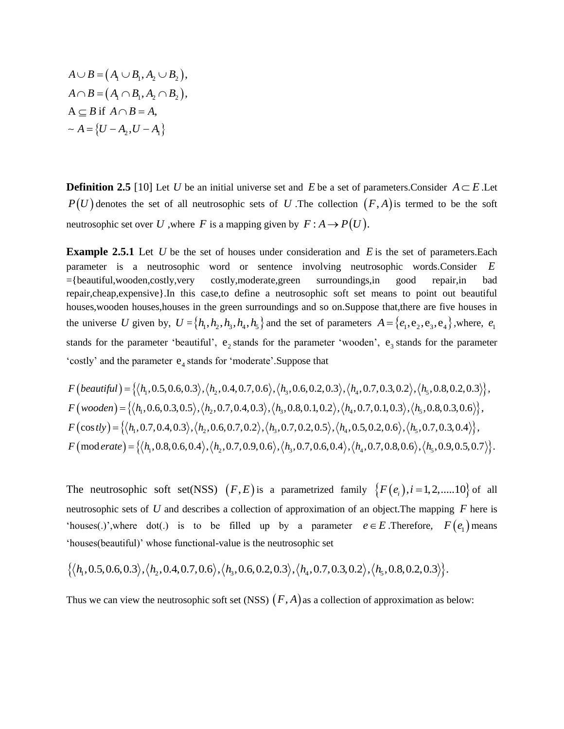$$A \cup B = \left(A_1 \cup B_1, A_2 \cup B_2\right),$$
$$A \cap B = \left(A_1 \cap B_1, A_2 \cap B_2\right),$$
$$\mathrm{A} \subseteq B \text{ if } A \cap B = A,$$
$$\sim A = \left\{U - A_2, U - A_1\right\}$$

**Definition 2.5** [10] Let $U$ be an initial universe set and $E$ be a set of parameters.Consider $A \subset E$.Let $P(U)$ denotes the set of all neutrosophic sets of $U$.The collection $(F, A)$ is termed to be the soft neutrosophic set over $U$ ,where $F$ is a mapping given by $F : A \to P(U)$.

**Example 2.5.1** Let $U$ be the set of houses under consideration and $E$ is the set of parameters.Each parameter is a neutrosophic word or sentence involving neutrosophic words.Consider $E$ ={beautiful,wooden,costly,very costly,moderate,green surroundings,in good repair,in bad repair,cheap,expensive}.In this case,to define a neutrosophic soft set means to point out beautiful houses,wooden houses,houses in the green surroundings and so on.Suppose that,there are five houses in the universe $U$ given by, $U = \{h_1, h_2, h_3, h_4, h_5\}$ and the set of parameters $A = \{e_1, \mathrm{e}_2, \mathrm{e}_3, \mathrm{e}_4\}$,where, $e_1$ stands for the parameter 'beautiful', $\mathrm{e}_2$ stands for the parameter 'wooden', $\mathrm{e}_3$ stands for the parameter 'costly' and the parameter $\mathrm{e}_4$ stands for 'moderate'.Suppose that

$$F(beautiful) = \left\{\langle h_1, 0.5, 0.6, 0.3\rangle, \langle h_2, 0.4, 0.7, 0.6\rangle, \langle h_3, 0.6, 0.2, 0.3\rangle, \langle h_4, 0.7, 0.3, 0.2\rangle, \langle h_5, 0.8, 0.2, 0.3\rangle\right\},$$
$$F(wooden) = \left\{\langle h_1, 0.6, 0.3, 0.5\rangle, \langle h_2, 0.7, 0.4, 0.3\rangle, \langle h_3, 0.8, 0.1, 0.2\rangle, \langle h_4, 0.7, 0.1, 0.3\rangle, \langle h_5, 0.8, 0.3, 0.6\rangle\right\},$$
$$F(costly) = \left\{\langle h_1, 0.7, 0.4, 0.3\rangle, \langle h_2, 0.6, 0.7, 0.2\rangle, \langle h_3, 0.7, 0.2, 0.5\rangle, \langle h_4, 0.5, 0.2, 0.6\rangle, \langle h_5, 0.7, 0.3, 0.4\rangle\right\},$$
$$F(moderate) = \left\{\langle h_1, 0.8, 0.6, 0.4\rangle, \langle h_2, 0.7, 0.9, 0.6\rangle, \langle h_3, 0.7, 0.6, 0.4\rangle, \langle h_4, 0.7, 0.8, 0.6\rangle, \langle h_5, 0.9, 0.5, 0.7\rangle\right\}.$$

The neutrosophic soft set(NSS) $(F, E)$ is a parametrized family $\{F(e_i), i = 1, 2, .....10\}$ of all neutrosophic sets of $U$ and describes a collection of approximation of an object.The mapping $F$ here is 'houses(.)',where dot(.) is to be filled up by a parameter $e \in E$.Therefore, $F(e_1)$ means 'houses(beautiful)' whose functional-value is the neutrosophic set

$$\left\{\langle h_1, 0.5, 0.6, 0.3\rangle, \langle h_2, 0.4, 0.7, 0.6\rangle, \langle h_3, 0.6, 0.2, 0.3\rangle, \langle h_4, 0.7, 0.3, 0.2\rangle, \langle h_5, 0.8, 0.2, 0.3\rangle\right\}.$$

Thus we can view the neutrosophic soft set (NSS) $(F, A)$ as a collection of approximation as below: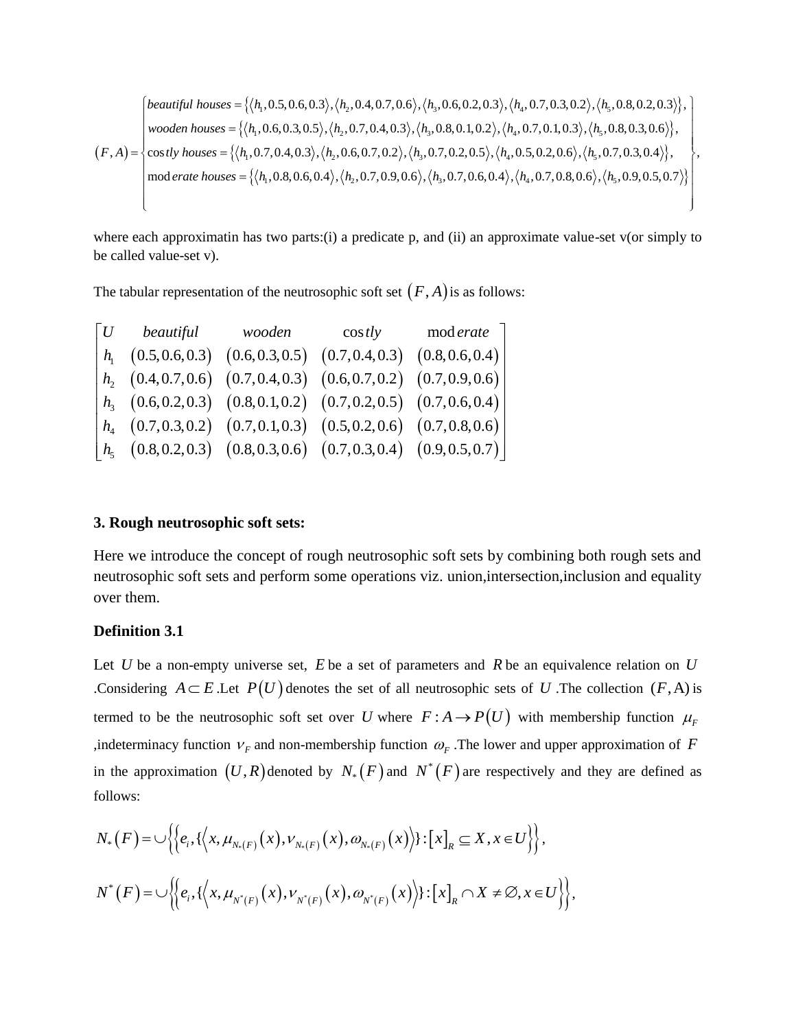$$(F,A)=\left\{\begin{array}{l} beautiful\ houses=\{\langle h_1,0.5,0.6,0.3\rangle,\langle h_2,0.4,0.7,0.6\rangle,\langle h_3,0.6,0.2,0.3\rangle,\langle h_4,0.7,0.3,0.2\rangle,\langle h_5,0.8,0.2,0.3\rangle\},\\ wooden\ houses=\{\langle h_1,0.6,0.3,0.5\rangle,\langle h_2,0.7,0.4,0.3\rangle,\langle h_3,0.8,0.1,0.2\rangle,\langle h_4,0.7,0.1,0.3\rangle,\langle h_5,0.8,0.3,0.6\rangle\},\\ costly\ houses=\{\langle h_1,0.7,0.4,0.3\rangle,\langle h_2,0.6,0.7,0.2\rangle,\langle h_3,0.7,0.2,0.5\rangle,\langle h_4,0.5,0.2,0.6\rangle,\langle h_5,0.7,0.3,0.4\rangle\},\\ moderate\ houses=\{\langle h_1,0.8,0.6,0.4\rangle,\langle h_2,0.7,0.9,0.6\rangle,\langle h_3,0.7,0.6,0.4\rangle,\langle h_4,0.7,0.8,0.6\rangle,\langle h_5,0.9,0.5,0.7\rangle\} \end{array}\right\},$$

where each approximatin has two parts:(i) a predicate p, and (ii) an approximate value-set v(or simply to be called value-set v).

The tabular representation of the neutrosophic soft set $(F,A)$ is as follows:

| $U$ | $beautiful$ | $wooden$ | $costly$ | $moderate$ |
|---|---|---|---|---|
| $h_1$ | $(0.5,0.6,0.3)$ | $(0.6,0.3,0.5)$ | $(0.7,0.4,0.3)$ | $(0.8,0.6,0.4)$ |
| $h_2$ | $(0.4,0.7,0.6)$ | $(0.7,0.4,0.3)$ | $(0.6,0.7,0.2)$ | $(0.7,0.9,0.6)$ |
| $h_3$ | $(0.6,0.2,0.3)$ | $(0.8,0.1,0.2)$ | $(0.7,0.2,0.5)$ | $(0.7,0.6,0.4)$ |
| $h_4$ | $(0.7,0.3,0.2)$ | $(0.7,0.1,0.3)$ | $(0.5,0.2,0.6)$ | $(0.7,0.8,0.6)$ |
| $h_5$ | $(0.8,0.2,0.3)$ | $(0.8,0.3,0.6)$ | $(0.7,0.3,0.4)$ | $(0.9,0.5,0.7)$ |

### 3. Rough neutrosophic soft sets:

Here we introduce the concept of rough neutrosophic soft sets by combining both rough sets and neutrosophic soft sets and perform some operations viz. union,intersection,inclusion and equality over them.

#### Definition 3.1

Let $U$ be a non-empty universe set, $E$ be a set of parameters and $R$ be an equivalence relation on $U$ .Considering $A\subset E$ .Let $P(U)$ denotes the set of all neutrosophic sets of $U$ .The collection $(F,A)$ is termed to be the neutrosophic soft set over $U$ where $F:A\to P(U)$ with membership function $\mu_F$ ,indeterminacy function $\nu_F$ and non-membership function $\omega_F$ .The lower and upper approximation of $F$ in the approximation $(U,R)$ denoted by $N_*(F)$ and $N^*(F)$ are respectively and they are defined as follows:

$$N_*(F)=\cup\left\{\left\{e_i,\{\left\langle x,\mu_{N_*(F)}(x),\nu_{N_*(F)}(x),\omega_{N_*(F)}(x)\right\rangle\}:[x]_R\subseteq X,x\in U\right\}\right\},$$

$$N^*(F)=\cup\left\{\left\{e_i,\{\left\langle x,\mu_{N^*(F)}(x),\nu_{N^*(F)}(x),\omega_{N^*(F)}(x)\right\rangle\}:[x]_R\cap X\neq\varnothing,x\in U\right\}\right\},$$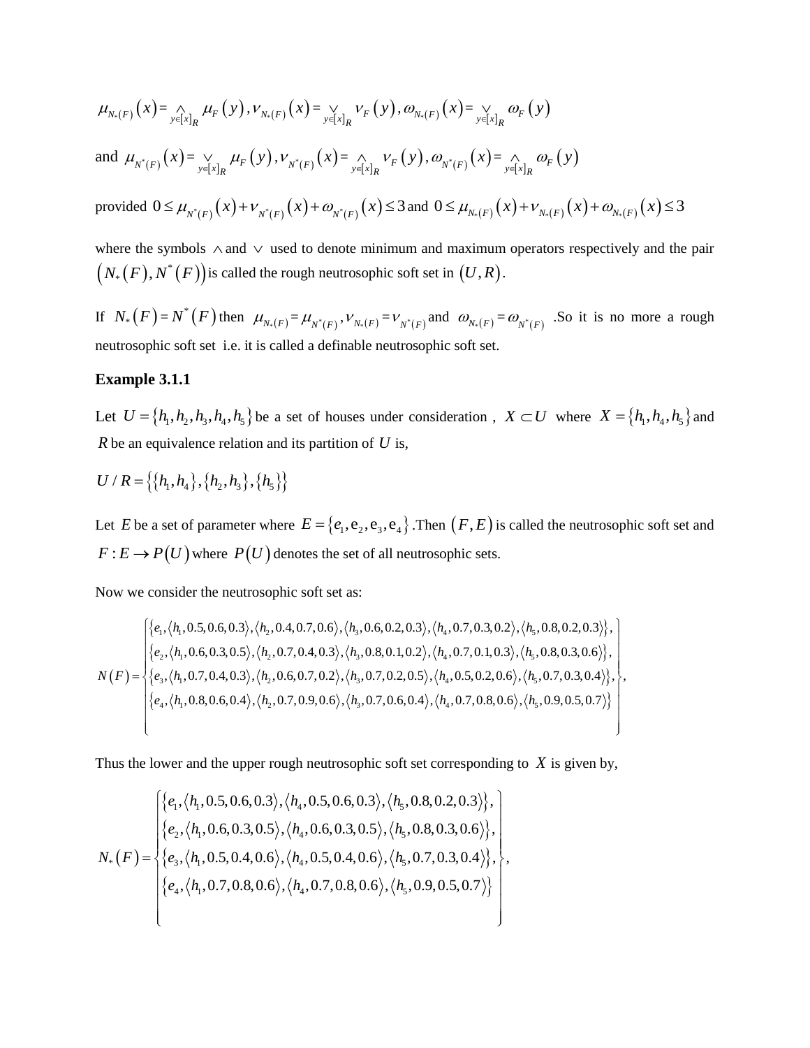$$\mu_{N_*(F)}(x) = \underset{y\in[x]_R}{\wedge} \mu_F(y), \nu_{N_*(F)}(x) = \underset{y\in[x]_R}{\vee} \nu_F(y), \omega_{N_*(F)}(x) = \underset{y\in[x]_R}{\vee} \omega_F(y)$$

and $\mu_{N^*(F)}(x) = \underset{y\in[x]_R}{\vee} \mu_F(y), \nu_{N^*(F)}(x) = \underset{y\in[x]_R}{\wedge} \nu_F(y), \omega_{N^*(F)}(x) = \underset{y\in[x]_R}{\wedge} \omega_F(y)$

provided $0 \le \mu_{N^*(F)}(x) + \nu_{N^*(F)}(x) + \omega_{N^*(F)}(x) \le 3$ and $0 \le \mu_{N_*(F)}(x) + \nu_{N_*(F)}(x) + \omega_{N_*(F)}(x) \le 3$

where the symbols $\wedge$ and $\vee$ used to denote minimum and maximum operators respectively and the pair $(N_*(F), N^*(F))$ is called the rough neutrosophic soft set in $(U, R)$.

If $N_*(F) = N^*(F)$ then $\mu_{N_*(F)} = \mu_{N^*(F)}, \nu_{N_*(F)} = \nu_{N^*(F)}$ and $\omega_{N_*(F)} = \omega_{N^*(F)}$ .So it is no more a rough neutrosophic soft set i.e. it is called a definable neutrosophic soft set.

**Example 3.1.1**

Let $U = \{h_1, h_2, h_3, h_4, h_5\}$ be a set of houses under consideration , $X \subset U$ where $X = \{h_1, h_4, h_5\}$ and $R$ be an equivalence relation and its partition of $U$ is,

$$U / R = \{\{h_1, h_4\}, \{h_2, h_3\}, \{h_5\}\}$$

Let $E$ be a set of parameter where $E = \{e_1, e_2, e_3, e_4\}$ .Then $(F, E)$ is called the neutrosophic soft set and $F : E \to P(U)$ where $P(U)$ denotes the set of all neutrosophic sets.

Now we consider the neutrosophic soft set as:

$$N(F) = \left\{ \begin{array}{l} \{e_1, \langle h_1, 0.5, 0.6, 0.3\rangle, \langle h_2, 0.4, 0.7, 0.6\rangle, \langle h_3, 0.6, 0.2, 0.3\rangle, \langle h_4, 0.7, 0.3, 0.2\rangle, \langle h_5, 0.8, 0.2, 0.3\rangle\}, \\ \{e_2, \langle h_1, 0.6, 0.3, 0.5\rangle, \langle h_2, 0.7, 0.4, 0.3\rangle, \langle h_3, 0.8, 0.1, 0.2\rangle, \langle h_4, 0.7, 0.1, 0.3\rangle, \langle h_5, 0.8, 0.3, 0.6\rangle\}, \\ \{e_3, \langle h_1, 0.7, 0.4, 0.3\rangle, \langle h_2, 0.6, 0.7, 0.2\rangle, \langle h_3, 0.7, 0.2, 0.5\rangle, \langle h_4, 0.5, 0.2, 0.6\rangle, \langle h_5, 0.7, 0.3, 0.4\rangle\}, \\ \{e_4, \langle h_1, 0.8, 0.6, 0.4\rangle, \langle h_2, 0.7, 0.9, 0.6\rangle, \langle h_3, 0.7, 0.6, 0.4\rangle, \langle h_4, 0.7, 0.8, 0.6\rangle, \langle h_5, 0.9, 0.5, 0.7\rangle\} \end{array} \right\},$$

Thus the lower and the upper rough neutrosophic soft set corresponding to $X$ is given by,

$$N_*(F) = \left\{ \begin{array}{l} \{e_1, \langle h_1, 0.5, 0.6, 0.3\rangle, \langle h_4, 0.5, 0.6, 0.3\rangle, \langle h_5, 0.8, 0.2, 0.3\rangle\}, \\ \{e_2, \langle h_1, 0.6, 0.3, 0.5\rangle, \langle h_4, 0.6, 0.3, 0.5\rangle, \langle h_5, 0.8, 0.3, 0.6\rangle\}, \\ \{e_3, \langle h_1, 0.5, 0.4, 0.6\rangle, \langle h_4, 0.5, 0.4, 0.6\rangle, \langle h_5, 0.7, 0.3, 0.4\rangle\}, \\ \{e_4, \langle h_1, 0.7, 0.8, 0.6\rangle, \langle h_4, 0.7, 0.8, 0.6\rangle, \langle h_5, 0.9, 0.5, 0.7\rangle\} \end{array} \right\},$$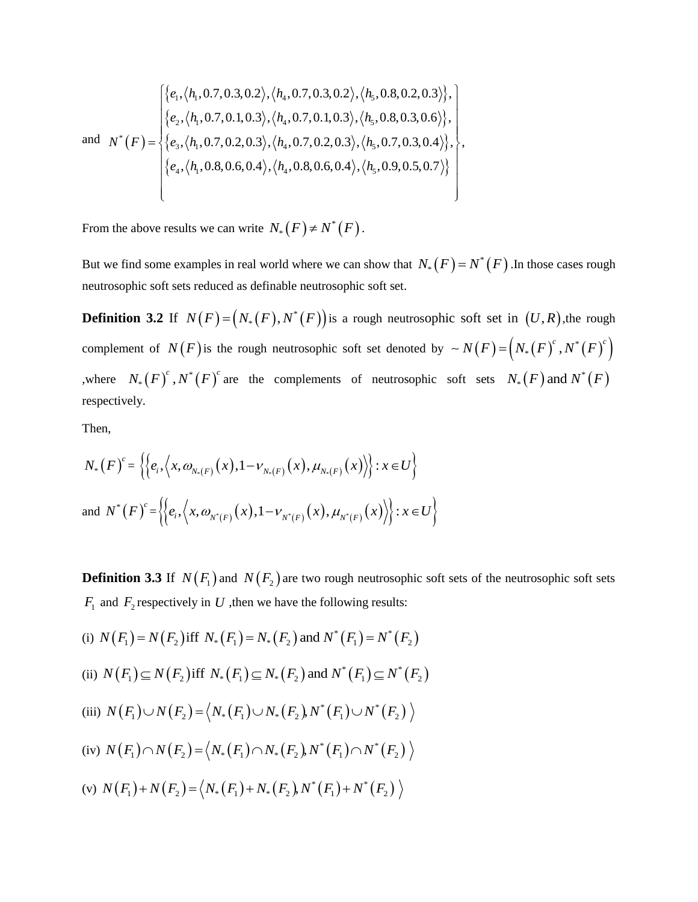and $N^*(F)=\left\{\begin{array}{l}\{e_1,\langle h_1,0.7,0.3,0.2\rangle,\langle h_4,0.7,0.3,0.2\rangle,\langle h_5,0.8,0.2,0.3\rangle\},\\ \{e_2,\langle h_1,0.7,0.1,0.3\rangle,\langle h_4,0.7,0.1,0.3\rangle,\langle h_5,0.8,0.3,0.6\rangle\},\\ \{e_3,\langle h_1,0.7,0.2,0.3\rangle,\langle h_4,0.7,0.2,0.3\rangle,\langle h_5,0.7,0.3,0.4\rangle\},\\ \{e_4,\langle h_1,0.8,0.6,0.4\rangle,\langle h_4,0.8,0.6,0.4\rangle,\langle h_5,0.9,0.5,0.7\rangle\}\end{array}\right\},$

From the above results we can write $N_*(F)\neq N^*(F)$.

But we find some examples in real world where we can show that $N_*(F)=N^*(F)$.In those cases rough neutrosophic soft sets reduced as definable neutrosophic soft set.

**Definition 3.2** If $N(F)=(N_*(F),N^*(F))$ is a rough neutrosophic soft set in $(U,R)$,the rough complement of $N(F)$ is the rough neutrosophic soft set denoted by $\sim N(F)=\left(N_*(F)^c,N^*(F)^c\right)$ ,where $N_*(F)^c,N^*(F)^c$ are the complements of neutrosophic soft sets $N_*(F)$ and $N^*(F)$ respectively.

Then,

$$N_*(F)^c=\left\{\left\{e_i,\left\langle x,\omega_{N_*(F)}(x),1-\nu_{N_*(F)}(x),\mu_{N_*(F)}(x)\right\rangle\right\}:x\in U\right\}$$

and $$N^*(F)^c=\left\{\left\{e_i,\left\langle x,\omega_{N^*(F)}(x),1-\nu_{N^*(F)}(x),\mu_{N^*(F)}(x)\right\rangle\right\}:x\in U\right\}$$

**Definition 3.3** If $N(F_1)$ and $N(F_2)$ are two rough neutrosophic soft sets of the neutrosophic soft sets $F_1$ and $F_2$ respectively in $U$ ,then we have the following results:

(i) $N(F_1)=N(F_2)$ iff $N_*(F_1)=N_*(F_2)$ and $N^*(F_1)=N^*(F_2)$

(ii) $N(F_1)\subseteq N(F_2)$ iff $N_*(F_1)\subseteq N_*(F_2)$ and $N^*(F_1)\subseteq N^*(F_2)$

(iii) $N(F_1)\cup N(F_2)=\left\langle N_*(F_1)\cup N_*(F_2),N^*(F_1)\cup N^*(F_2)\right\rangle$

(iv) $N(F_1)\cap N(F_2)=\left\langle N_*(F_1)\cap N_*(F_2),N^*(F_1)\cap N^*(F_2)\right\rangle$

(v) $N(F_1)+N(F_2)=\left\langle N_*(F_1)+N_*(F_2),N^*(F_1)+N^*(F_2)\right\rangle$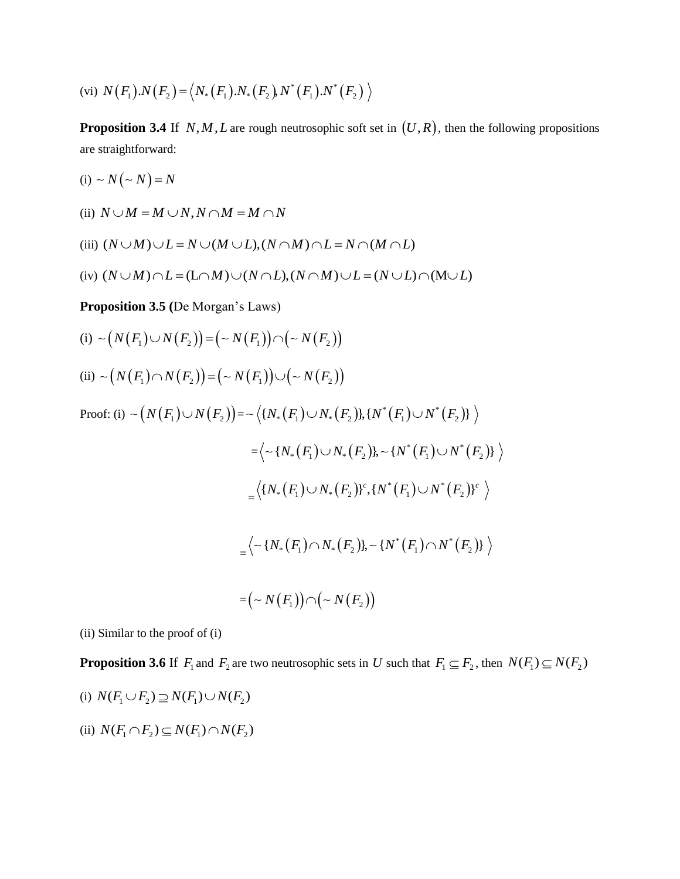(vi) $N(F_1).N(F_2) = \langle N_*(F_1).N_*(F_2), N^*(F_1).N^*(F_2) \rangle$

**Proposition 3.4** If $N, M, L$ are rough neutrosophic soft set in $(U, R)$, then the following propositions are straightforward:

(i) $\sim N(\sim N) = N$

(ii) $N \cup M = M \cup N, N \cap M = M \cap N$

(iii) $(N \cup M) \cup L = N \cup (M \cup L), (N \cap M) \cap L = N \cap (M \cap L)$

(iv) $(N \cup M) \cap L = (L \cap M) \cup (N \cap L), (N \cap M) \cup L = (N \cup L) \cap (M \cup L)$

**Proposition 3.5 (**De Morgan's Laws)

(i) $\sim (N(F_1) \cup N(F_2)) = (\sim N(F_1)) \cap (\sim N(F_2))$

(ii) $\sim (N(F_1) \cap N(F_2)) = (\sim N(F_1)) \cup (\sim N(F_2))$

Proof: (i) $\sim (N(F_1) \cup N(F_2)) = \sim \langle \{N_*(F_1) \cup N_*(F_2)\}, \{N^*(F_1) \cup N^*(F_2)\} \rangle$

$$= \langle \sim \{N_*(F_1) \cup N_*(F_2)\}, \sim \{N^*(F_1) \cup N^*(F_2)\} \rangle$$

$$= \langle \{N_*(F_1) \cup N_*(F_2)\}^c, \{N^*(F_1) \cup N^*(F_2)\}^c \rangle$$

$$= \langle \sim \{N_*(F_1) \cap N_*(F_2)\}, \sim \{N^*(F_1) \cap N^*(F_2)\} \rangle$$

$$= (\sim N(F_1)) \cap (\sim N(F_2))$$

(ii) Similar to the proof of (i)

**Proposition 3.6** If $F_1$ and $F_2$ are two neutrosophic sets in $U$ such that $F_1 \subseteq F_2$, then $N(F_1) \subseteq N(F_2)$

(i) $N(F_1 \cup F_2) \supseteq N(F_1) \cup N(F_2)$

(ii) $N(F_1 \cap F_2) \subseteq N(F_1) \cap N(F_2)$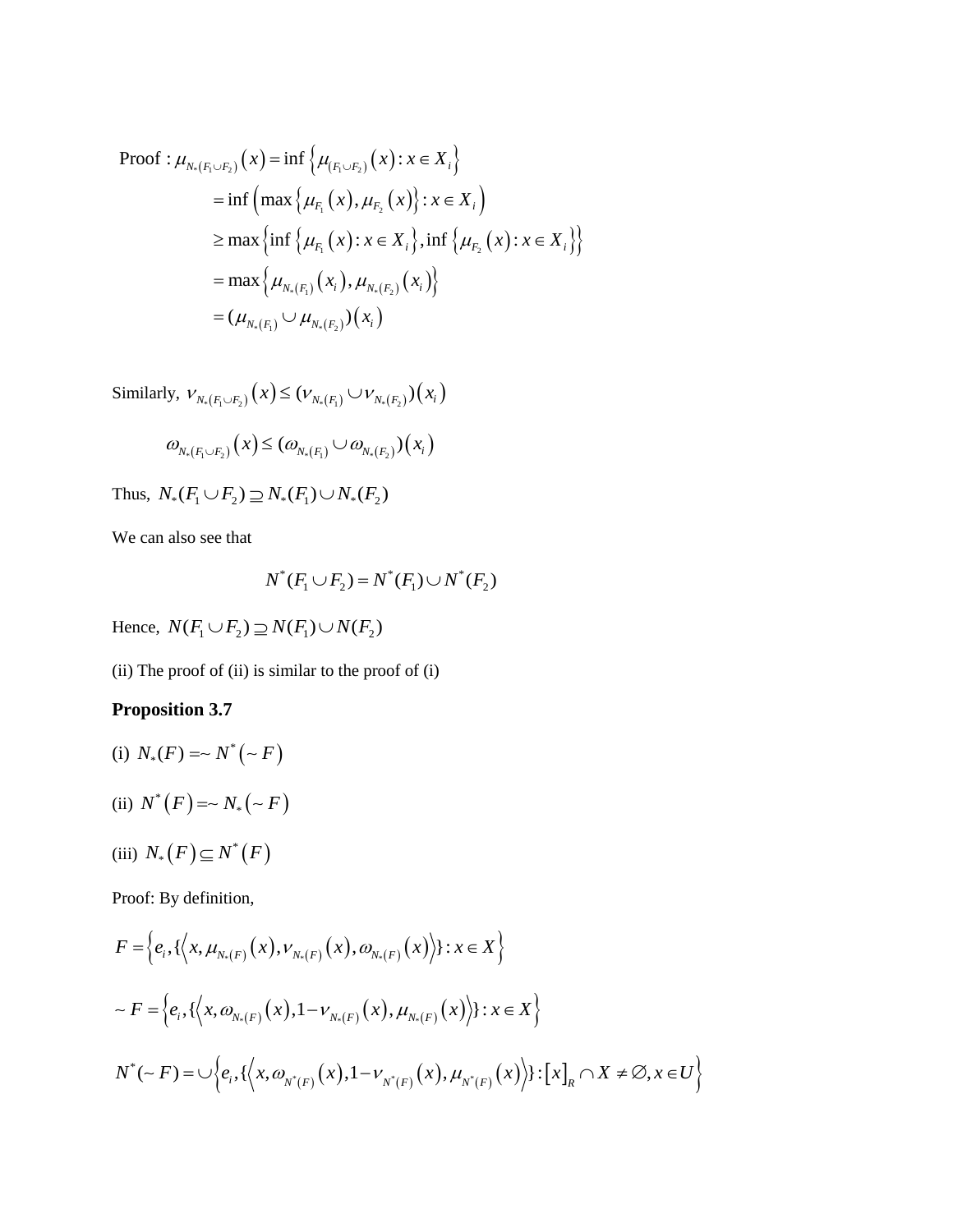Proof : $\mu_{N_*(F_1\cup F_2)}(x) = \inf\left\{\mu_{(F_1\cup F_2)}(x) : x \in X_i\right\}$

$$= \inf\left(\max\left\{\mu_{F_1}(x), \mu_{F_2}(x)\right\} : x \in X_i\right)$$

$$\geq \max\left\{\inf\left\{\mu_{F_1}(x) : x \in X_i\right\}, \inf\left\{\mu_{F_2}(x) : x \in X_i\right\}\right\}$$

$$= \max\left\{\mu_{N_*(F_1)}(x_i), \mu_{N_*(F_2)}(x_i)\right\}$$

$$= (\mu_{N_*(F_1)} \cup \mu_{N_*(F_2)})(x_i)$$

Similarly, $\nu_{N_*(F_1\cup F_2)}(x) \leq (\nu_{N_*(F_1)} \cup \nu_{N_*(F_2)})(x_i)$

$$\omega_{N_*(F_1\cup F_2)}(x) \leq (\omega_{N_*(F_1)} \cup \omega_{N_*(F_2)})(x_i)$$

Thus, $N_*(F_1 \cup F_2) \supseteq N_*(F_1) \cup N_*(F_2)$

We can also see that

$$N^*(F_1 \cup F_2) = N^*(F_1) \cup N^*(F_2)$$

Hence, $N(F_1 \cup F_2) \supseteq N(F_1) \cup N(F_2)$

(ii) The proof of (ii) is similar to the proof of (i)

**Proposition 3.7**

(i) $N_*(F) = \sim N^*(\sim F)$

(ii) $N^*(F) = \sim N_*(\sim F)$

(iii) $N_*(F) \subseteq N^*(F)$

Proof: By definition,

$$F = \left\{e_i, \{\left\langle x, \mu_{N_*(F)}(x), \nu_{N_*(F)}(x), \omega_{N_*(F)}(x)\right\rangle\} : x \in X\right\}$$

$$\sim F = \left\{e_i, \{\left\langle x, \omega_{N_*(F)}(x), 1-\nu_{N_*(F)}(x), \mu_{N_*(F)}(x)\right\rangle\} : x \in X\right\}$$

$$N^*(\sim F) = \cup\left\{e_i, \{\left\langle x, \omega_{N^*(F)}(x), 1-\nu_{N^*(F)}(x), \mu_{N^*(F)}(x)\right\rangle\} : [x]_R \cap X \neq \varnothing, x \in U\right\}$$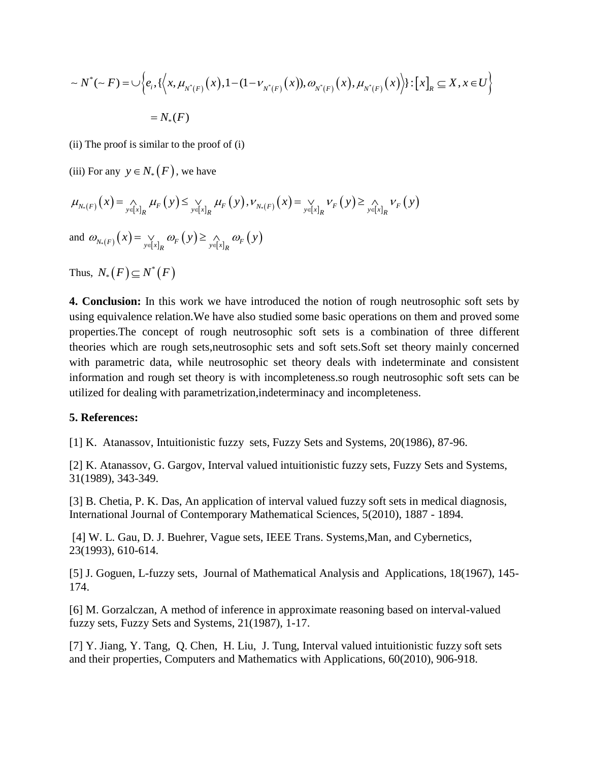$$\sim N^{*}(\sim F) = \cup\left\{e_i, \{\left\langle x, \mu_{N^{*}(F)}(x), 1-(1-\nu_{N^{*}(F)}(x)), \omega_{N^{*}(F)}(x), \mu_{N^{*}(F)}(x)\right\rangle\} : [x]_R \subseteq X, x \in U\right\}$$

$$= N_{*}(F)$$

(ii) The proof is similar to the proof of (i)

(iii) For any $y \in N_{*}(F)$, we have

$$\mu_{N_{*}(F)}(x) = \wedge_{y\in[x]_R} \mu_F(y) \leq \vee_{y\in[x]_R} \mu_F(y), \nu_{N_{*}(F)}(x) = \vee_{y\in[x]_R} \nu_F(y) \geq \wedge_{y\in[x]_R} \nu_F(y)$$

and $\omega_{N_{*}(F)}(x) = \vee_{y\in[x]_R} \omega_F(y) \geq \wedge_{y\in[x]_R} \omega_F(y)$

Thus, $N_{*}(F) \subseteq N^{*}(F)$

**4. Conclusion:** In this work we have introduced the notion of rough neutrosophic soft sets by using equivalence relation.We have also studied some basic operations on them and proved some properties.The concept of rough neutrosophic soft sets is a combination of three different theories which are rough sets,neutrosophic sets and soft sets.Soft set theory mainly concerned with parametric data, while neutrosophic set theory deals with indeterminate and consistent information and rough set theory is with incompleteness.so rough neutrosophic soft sets can be utilized for dealing with parametrization,indeterminacy and incompleteness.

**5. References:**

[1] K. Atanassov, Intuitionistic fuzzy sets, Fuzzy Sets and Systems, 20(1986), 87-96.

[2] K. Atanassov, G. Gargov, Interval valued intuitionistic fuzzy sets, Fuzzy Sets and Systems, 31(1989), 343-349.

[3] B. Chetia, P. K. Das, An application of interval valued fuzzy soft sets in medical diagnosis, International Journal of Contemporary Mathematical Sciences, 5(2010), 1887 - 1894.

[4] W. L. Gau, D. J. Buehrer, Vague sets, IEEE Trans. Systems,Man, and Cybernetics, 23(1993), 610-614.

[5] J. Goguen, L-fuzzy sets, Journal of Mathematical Analysis and Applications, 18(1967), 145-174.

[6] M. Gorzalczan, A method of inference in approximate reasoning based on interval-valued fuzzy sets, Fuzzy Sets and Systems, 21(1987), 1-17.

[7] Y. Jiang, Y. Tang, Q. Chen, H. Liu, J. Tung, Interval valued intuitionistic fuzzy soft sets and their properties, Computers and Mathematics with Applications, 60(2010), 906-918.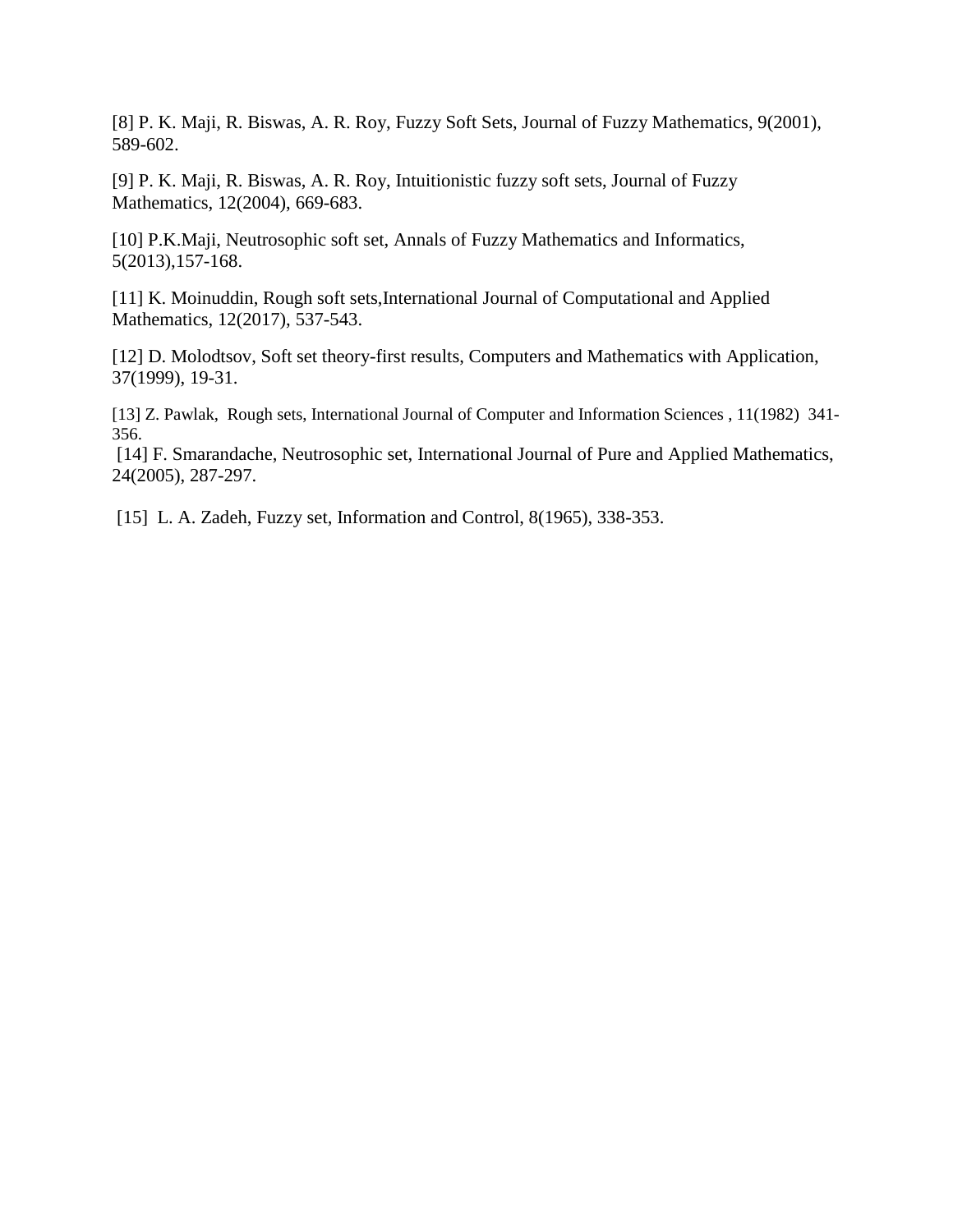[8] P. K. Maji, R. Biswas, A. R. Roy, Fuzzy Soft Sets, Journal of Fuzzy Mathematics, 9(2001), 589-602.

[9] P. K. Maji, R. Biswas, A. R. Roy, Intuitionistic fuzzy soft sets, Journal of Fuzzy Mathematics, 12(2004), 669-683.

[10] P.K.Maji, Neutrosophic soft set, Annals of Fuzzy Mathematics and Informatics, 5(2013),157-168.

[11] K. Moinuddin, Rough soft sets,International Journal of Computational and Applied Mathematics, 12(2017), 537-543.

[12] D. Molodtsov, Soft set theory-first results, Computers and Mathematics with Application, 37(1999), 19-31.

[13] Z. Pawlak, Rough sets, International Journal of Computer and Information Sciences , 11(1982) 341-356.

[14] F. Smarandache, Neutrosophic set, International Journal of Pure and Applied Mathematics, 24(2005), 287-297.

[15] L. A. Zadeh, Fuzzy set, Information and Control, 8(1965), 338-353.